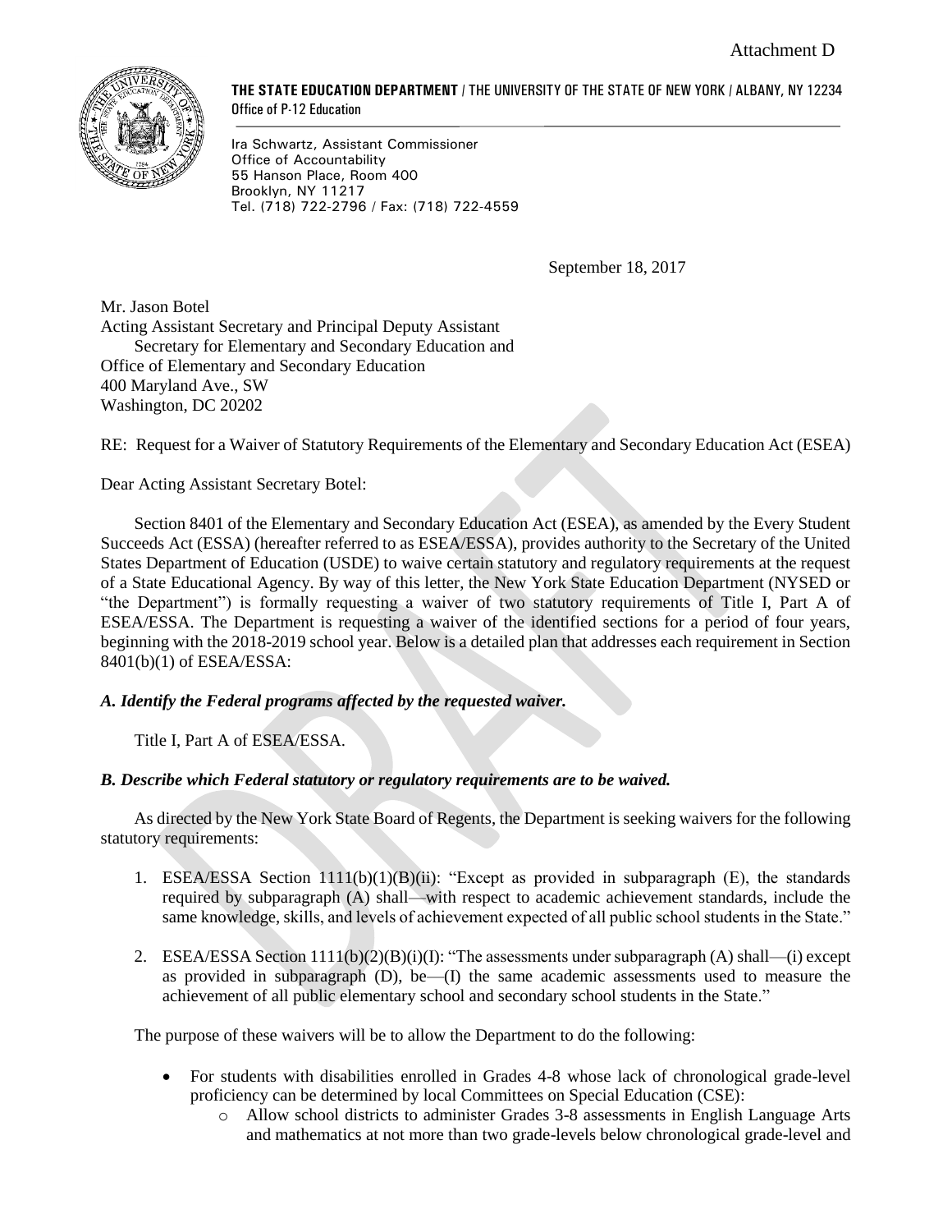Attachment D

**THE STATE EDUCATION DEPARTMENT** / THE UNIVERSITY OF THE STATE OF NEW YORK / ALBANY, NY 12234
Office of P-12 Education

Ira Schwartz, Assistant Commissioner
Office of Accountability
55 Hanson Place, Room 400
Brooklyn, NY 11217
Tel. (718) 722-2796 / Fax: (718) 722-4559

September 18, 2017

Mr. Jason Botel
Acting Assistant Secretary and Principal Deputy Assistant
Secretary for Elementary and Secondary Education and
Office of Elementary and Secondary Education
400 Maryland Ave., SW
Washington, DC 20202

RE: Request for a Waiver of Statutory Requirements of the Elementary and Secondary Education Act (ESEA)

Dear Acting Assistant Secretary Botel:

Section 8401 of the Elementary and Secondary Education Act (ESEA), as amended by the Every Student Succeeds Act (ESSA) (hereafter referred to as ESEA/ESSA), provides authority to the Secretary of the United States Department of Education (USDE) to waive certain statutory and regulatory requirements at the request of a State Educational Agency. By way of this letter, the New York State Education Department (NYSED or "the Department") is formally requesting a waiver of two statutory requirements of Title I, Part A of ESEA/ESSA. The Department is requesting a waiver of the identified sections for a period of four years, beginning with the 2018-2019 school year. Below is a detailed plan that addresses each requirement in Section 8401(b)(1) of ESEA/ESSA:

***A. Identify the Federal programs affected by the requested waiver.***

Title I, Part A of ESEA/ESSA.

***B. Describe which Federal statutory or regulatory requirements are to be waived.***

As directed by the New York State Board of Regents, the Department is seeking waivers for the following statutory requirements:

1. ESEA/ESSA Section 1111(b)(1)(B)(ii): "Except as provided in subparagraph (E), the standards required by subparagraph (A) shall—with respect to academic achievement standards, include the same knowledge, skills, and levels of achievement expected of all public school students in the State."
2. ESEA/ESSA Section 1111(b)(2)(B)(i)(I): "The assessments under subparagraph (A) shall—(i) except as provided in subparagraph (D), be—(I) the same academic assessments used to measure the achievement of all public elementary school and secondary school students in the State."

The purpose of these waivers will be to allow the Department to do the following:

- For students with disabilities enrolled in Grades 4-8 whose lack of chronological grade-level proficiency can be determined by local Committees on Special Education (CSE):
  - Allow school districts to administer Grades 3-8 assessments in English Language Arts and mathematics at not more than two grade-levels below chronological grade-level and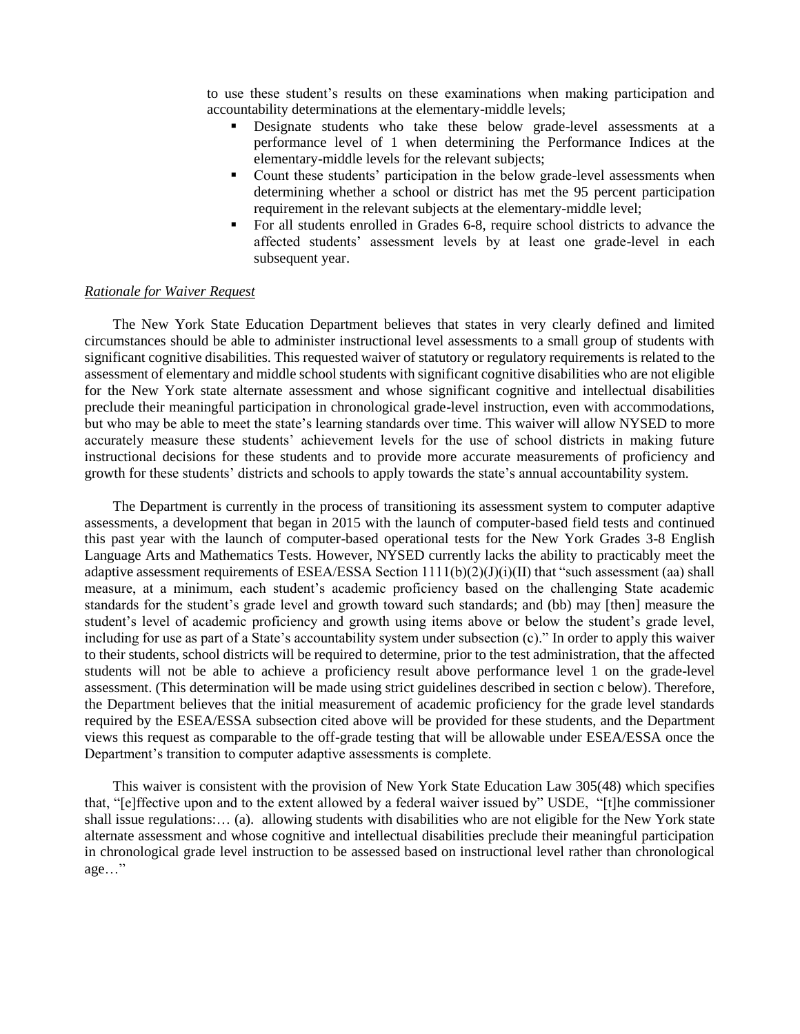to use these student's results on these examinations when making participation and accountability determinations at the elementary-middle levels;

- Designate students who take these below grade-level assessments at a performance level of 1 when determining the Performance Indices at the elementary-middle levels for the relevant subjects;
- Count these students' participation in the below grade-level assessments when determining whether a school or district has met the 95 percent participation requirement in the relevant subjects at the elementary-middle level;
- For all students enrolled in Grades 6-8, require school districts to advance the affected students' assessment levels by at least one grade-level in each subsequent year.

*Rationale for Waiver Request*

The New York State Education Department believes that states in very clearly defined and limited circumstances should be able to administer instructional level assessments to a small group of students with significant cognitive disabilities. This requested waiver of statutory or regulatory requirements is related to the assessment of elementary and middle school students with significant cognitive disabilities who are not eligible for the New York state alternate assessment and whose significant cognitive and intellectual disabilities preclude their meaningful participation in chronological grade-level instruction, even with accommodations, but who may be able to meet the state's learning standards over time. This waiver will allow NYSED to more accurately measure these students' achievement levels for the use of school districts in making future instructional decisions for these students and to provide more accurate measurements of proficiency and growth for these students' districts and schools to apply towards the state's annual accountability system.

The Department is currently in the process of transitioning its assessment system to computer adaptive assessments, a development that began in 2015 with the launch of computer-based field tests and continued this past year with the launch of computer-based operational tests for the New York Grades 3-8 English Language Arts and Mathematics Tests. However, NYSED currently lacks the ability to practicably meet the adaptive assessment requirements of ESEA/ESSA Section 1111(b)(2)(J)(i)(II) that "such assessment (aa) shall measure, at a minimum, each student's academic proficiency based on the challenging State academic standards for the student's grade level and growth toward such standards; and (bb) may [then] measure the student's level of academic proficiency and growth using items above or below the student's grade level, including for use as part of a State's accountability system under subsection (c)." In order to apply this waiver to their students, school districts will be required to determine, prior to the test administration, that the affected students will not be able to achieve a proficiency result above performance level 1 on the grade-level assessment. (This determination will be made using strict guidelines described in section c below). Therefore, the Department believes that the initial measurement of academic proficiency for the grade level standards required by the ESEA/ESSA subsection cited above will be provided for these students, and the Department views this request as comparable to the off-grade testing that will be allowable under ESEA/ESSA once the Department's transition to computer adaptive assessments is complete.

This waiver is consistent with the provision of New York State Education Law 305(48) which specifies that, "[e]ffective upon and to the extent allowed by a federal waiver issued by" USDE, "[t]he commissioner shall issue regulations:… (a). allowing students with disabilities who are not eligible for the New York state alternate assessment and whose cognitive and intellectual disabilities preclude their meaningful participation in chronological grade level instruction to be assessed based on instructional level rather than chronological age…"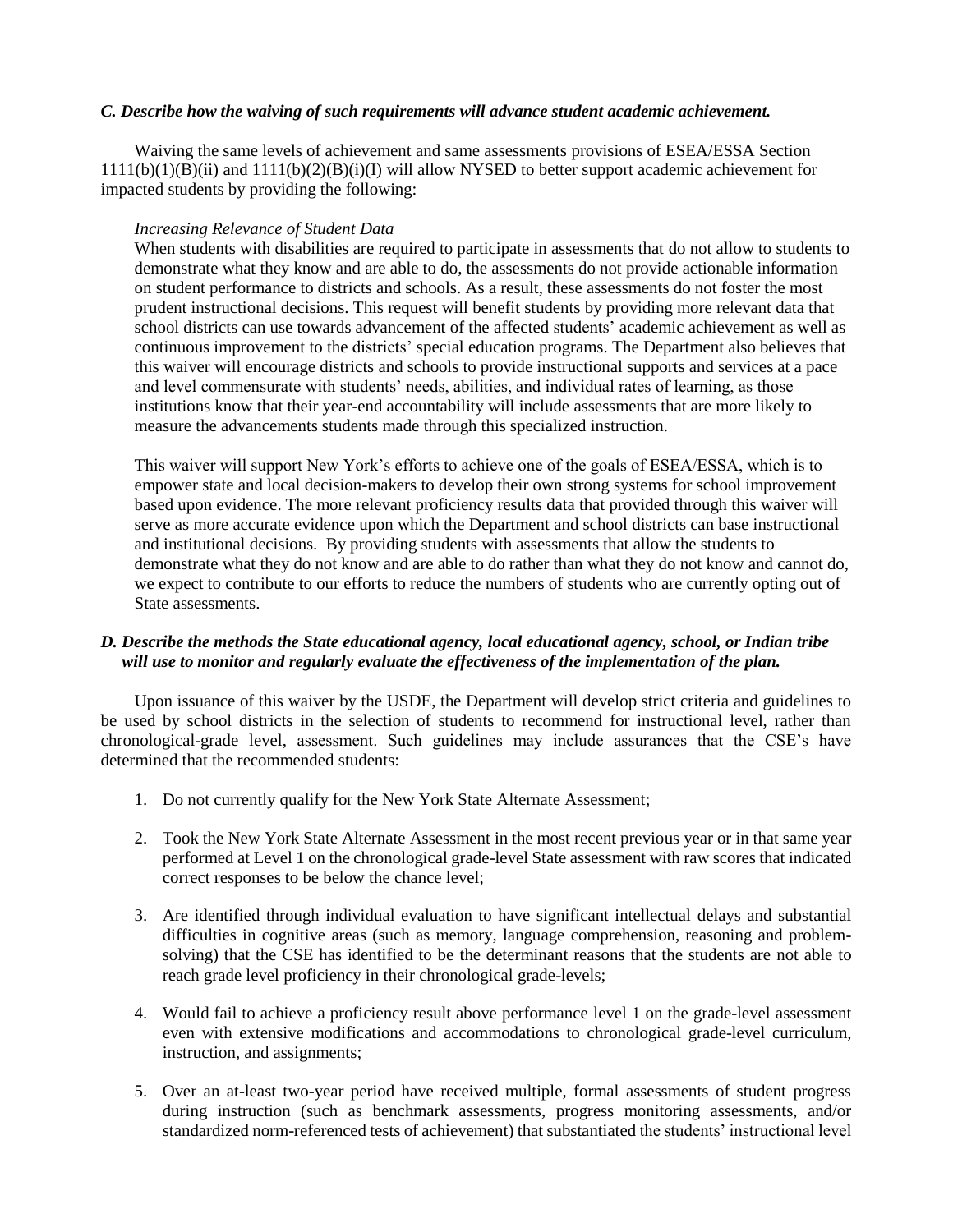*C. Describe how the waiving of such requirements will advance student academic achievement.*

Waiving the same levels of achievement and same assessments provisions of ESEA/ESSA Section 1111(b)(1)(B)(ii) and 1111(b)(2)(B)(i)(I) will allow NYSED to better support academic achievement for impacted students by providing the following:

*Increasing Relevance of Student Data*

When students with disabilities are required to participate in assessments that do not allow to students to demonstrate what they know and are able to do, the assessments do not provide actionable information on student performance to districts and schools. As a result, these assessments do not foster the most prudent instructional decisions. This request will benefit students by providing more relevant data that school districts can use towards advancement of the affected students' academic achievement as well as continuous improvement to the districts' special education programs. The Department also believes that this waiver will encourage districts and schools to provide instructional supports and services at a pace and level commensurate with students' needs, abilities, and individual rates of learning, as those institutions know that their year-end accountability will include assessments that are more likely to measure the advancements students made through this specialized instruction.

This waiver will support New York's efforts to achieve one of the goals of ESEA/ESSA, which is to empower state and local decision-makers to develop their own strong systems for school improvement based upon evidence. The more relevant proficiency results data that provided through this waiver will serve as more accurate evidence upon which the Department and school districts can base instructional and institutional decisions. By providing students with assessments that allow the students to demonstrate what they do not know and are able to do rather than what they do not know and cannot do, we expect to contribute to our efforts to reduce the numbers of students who are currently opting out of State assessments.

*D. Describe the methods the State educational agency, local educational agency, school, or Indian tribe will use to monitor and regularly evaluate the effectiveness of the implementation of the plan.*

Upon issuance of this waiver by the USDE, the Department will develop strict criteria and guidelines to be used by school districts in the selection of students to recommend for instructional level, rather than chronological-grade level, assessment. Such guidelines may include assurances that the CSE's have determined that the recommended students:

1. Do not currently qualify for the New York State Alternate Assessment;
2. Took the New York State Alternate Assessment in the most recent previous year or in that same year performed at Level 1 on the chronological grade-level State assessment with raw scores that indicated correct responses to be below the chance level;
3. Are identified through individual evaluation to have significant intellectual delays and substantial difficulties in cognitive areas (such as memory, language comprehension, reasoning and problem-solving) that the CSE has identified to be the determinant reasons that the students are not able to reach grade level proficiency in their chronological grade-levels;
4. Would fail to achieve a proficiency result above performance level 1 on the grade-level assessment even with extensive modifications and accommodations to chronological grade-level curriculum, instruction, and assignments;
5. Over an at-least two-year period have received multiple, formal assessments of student progress during instruction (such as benchmark assessments, progress monitoring assessments, and/or standardized norm-referenced tests of achievement) that substantiated the students' instructional level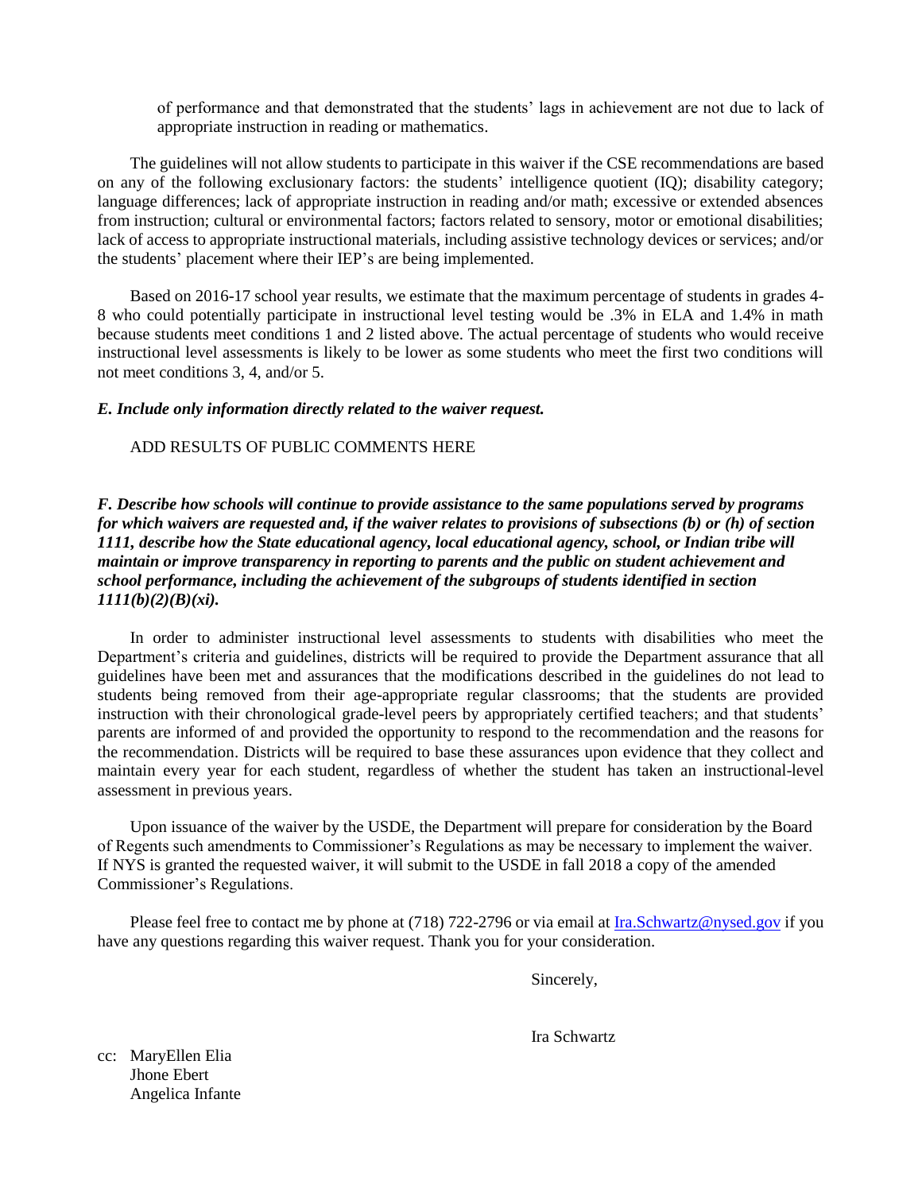of performance and that demonstrated that the students' lags in achievement are not due to lack of appropriate instruction in reading or mathematics.

The guidelines will not allow students to participate in this waiver if the CSE recommendations are based on any of the following exclusionary factors: the students' intelligence quotient (IQ); disability category; language differences; lack of appropriate instruction in reading and/or math; excessive or extended absences from instruction; cultural or environmental factors; factors related to sensory, motor or emotional disabilities; lack of access to appropriate instructional materials, including assistive technology devices or services; and/or the students' placement where their IEP's are being implemented.

Based on 2016-17 school year results, we estimate that the maximum percentage of students in grades 4-8 who could potentially participate in instructional level testing would be .3% in ELA and 1.4% in math because students meet conditions 1 and 2 listed above. The actual percentage of students who would receive instructional level assessments is likely to be lower as some students who meet the first two conditions will not meet conditions 3, 4, and/or 5.

***E. Include only information directly related to the waiver request.***

ADD RESULTS OF PUBLIC COMMENTS HERE

***F. Describe how schools will continue to provide assistance to the same populations served by programs for which waivers are requested and, if the waiver relates to provisions of subsections (b) or (h) of section 1111, describe how the State educational agency, local educational agency, school, or Indian tribe will maintain or improve transparency in reporting to parents and the public on student achievement and school performance, including the achievement of the subgroups of students identified in section 1111(b)(2)(B)(xi).***

In order to administer instructional level assessments to students with disabilities who meet the Department's criteria and guidelines, districts will be required to provide the Department assurance that all guidelines have been met and assurances that the modifications described in the guidelines do not lead to students being removed from their age-appropriate regular classrooms; that the students are provided instruction with their chronological grade-level peers by appropriately certified teachers; and that students' parents are informed of and provided the opportunity to respond to the recommendation and the reasons for the recommendation. Districts will be required to base these assurances upon evidence that they collect and maintain every year for each student, regardless of whether the student has taken an instructional-level assessment in previous years.

Upon issuance of the waiver by the USDE, the Department will prepare for consideration by the Board of Regents such amendments to Commissioner's Regulations as may be necessary to implement the waiver. If NYS is granted the requested waiver, it will submit to the USDE in fall 2018 a copy of the amended Commissioner's Regulations.

Please feel free to contact me by phone at (718) 722-2796 or via email at Ira.Schwartz@nysed.gov if you have any questions regarding this waiver request. Thank you for your consideration.

Sincerely,

Ira Schwartz

cc: MaryEllen Elia
Jhone Ebert
Angelica Infante